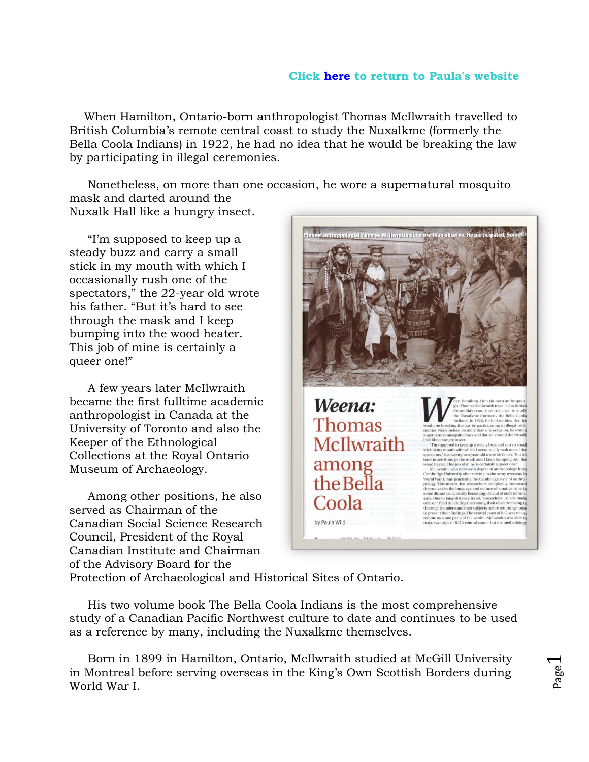**Click here to return to Paula's website**

When Hamilton, Ontario-born anthropologist Thomas McIlwraith travelled to British Columbia's remote central coast to study the Nuxalkmc (formerly the Bella Coola Indians) in 1922, he had no idea that he would be breaking the law by participating in illegal ceremonies.

Nonetheless, on more than one occasion, he wore a supernatural mosquito mask and darted around the Nuxalk Hall like a hungry insect.

"I'm supposed to keep up a steady buzz and carry a small stick in my mouth with which I occasionally rush one of the spectators," the 22-year old wrote his father. "But it's hard to see through the mask and I keep bumping into the wood heater. This job of mine is certainly a queer one!"

A few years later McIlwraith became the first fulltime academic anthropologist in Canada at the University of Toronto and also the Keeper of the Ethnological Collections at the Royal Ontario Museum of Archaeology.

Among other positions, he also served as Chairman of the Canadian Social Science Research Council, President of the Royal Canadian Institute and Chairman of the Advisory Board for the Protection of Archaeological and Historical Sites of Ontario.

His two volume book The Bella Coola Indians is the most comprehensive study of a Canadian Pacific Northwest culture to date and continues to be used as a reference by many, including the Nuxalkmc themselves.

Born in 1899 in Hamilton, Ontario, McIlwraith studied at McGill University in Montreal before serving overseas in the King's Own Scottish Borders during World War I.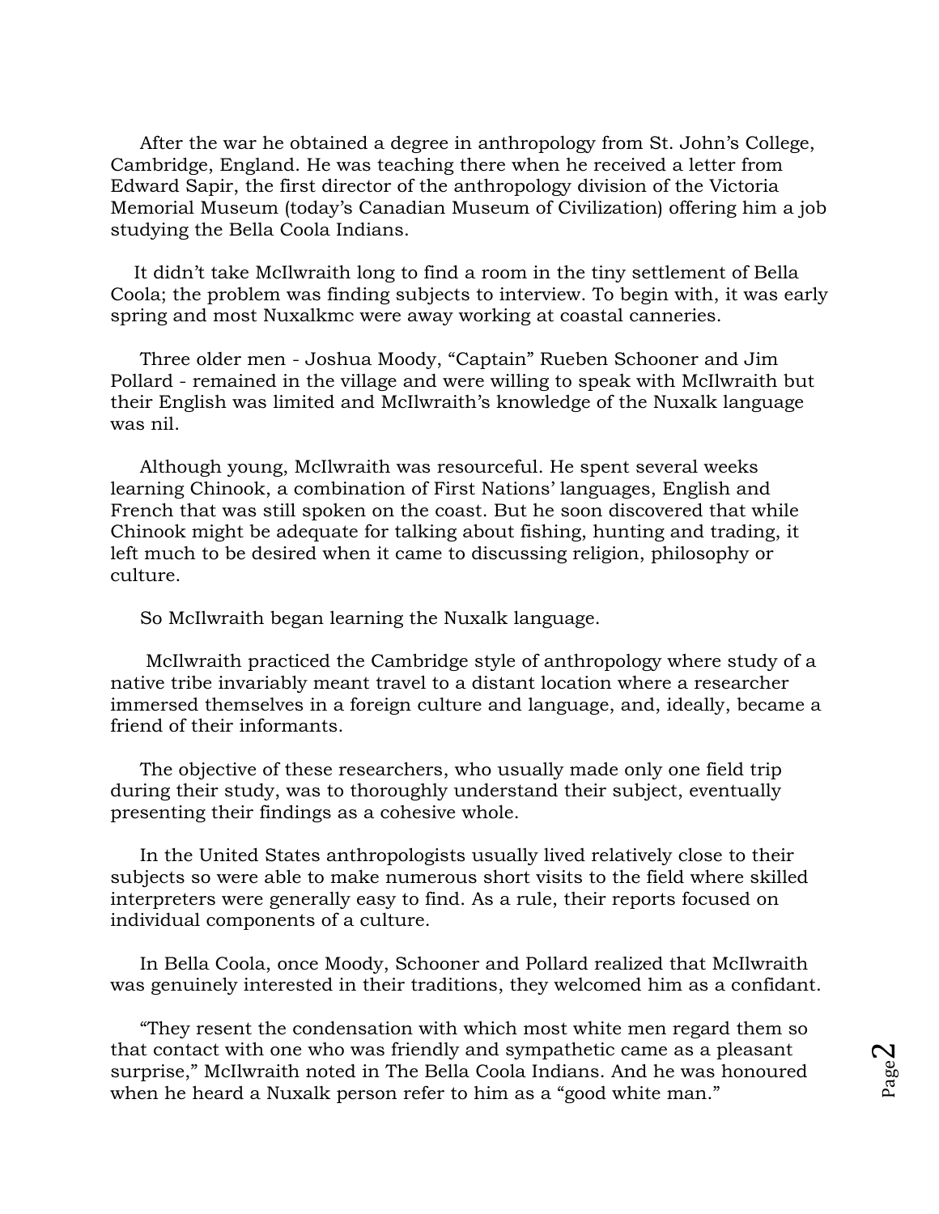After the war he obtained a degree in anthropology from St. John's College, Cambridge, England. He was teaching there when he received a letter from Edward Sapir, the first director of the anthropology division of the Victoria Memorial Museum (today's Canadian Museum of Civilization) offering him a job studying the Bella Coola Indians.

It didn't take McIlwraith long to find a room in the tiny settlement of Bella Coola; the problem was finding subjects to interview. To begin with, it was early spring and most Nuxalkmc were away working at coastal canneries.

Three older men - Joshua Moody, "Captain" Rueben Schooner and Jim Pollard - remained in the village and were willing to speak with McIlwraith but their English was limited and McIlwraith's knowledge of the Nuxalk language was nil.

Although young, McIlwraith was resourceful. He spent several weeks learning Chinook, a combination of First Nations' languages, English and French that was still spoken on the coast. But he soon discovered that while Chinook might be adequate for talking about fishing, hunting and trading, it left much to be desired when it came to discussing religion, philosophy or culture.

So McIlwraith began learning the Nuxalk language.

McIlwraith practiced the Cambridge style of anthropology where study of a native tribe invariably meant travel to a distant location where a researcher immersed themselves in a foreign culture and language, and, ideally, became a friend of their informants.

The objective of these researchers, who usually made only one field trip during their study, was to thoroughly understand their subject, eventually presenting their findings as a cohesive whole.

In the United States anthropologists usually lived relatively close to their subjects so were able to make numerous short visits to the field where skilled interpreters were generally easy to find. As a rule, their reports focused on individual components of a culture.

In Bella Coola, once Moody, Schooner and Pollard realized that McIlwraith was genuinely interested in their traditions, they welcomed him as a confidant.

"They resent the condensation with which most white men regard them so that contact with one who was friendly and sympathetic came as a pleasant surprise," McIlwraith noted in The Bella Coola Indians. And he was honoured when he heard a Nuxalk person refer to him as a "good white man."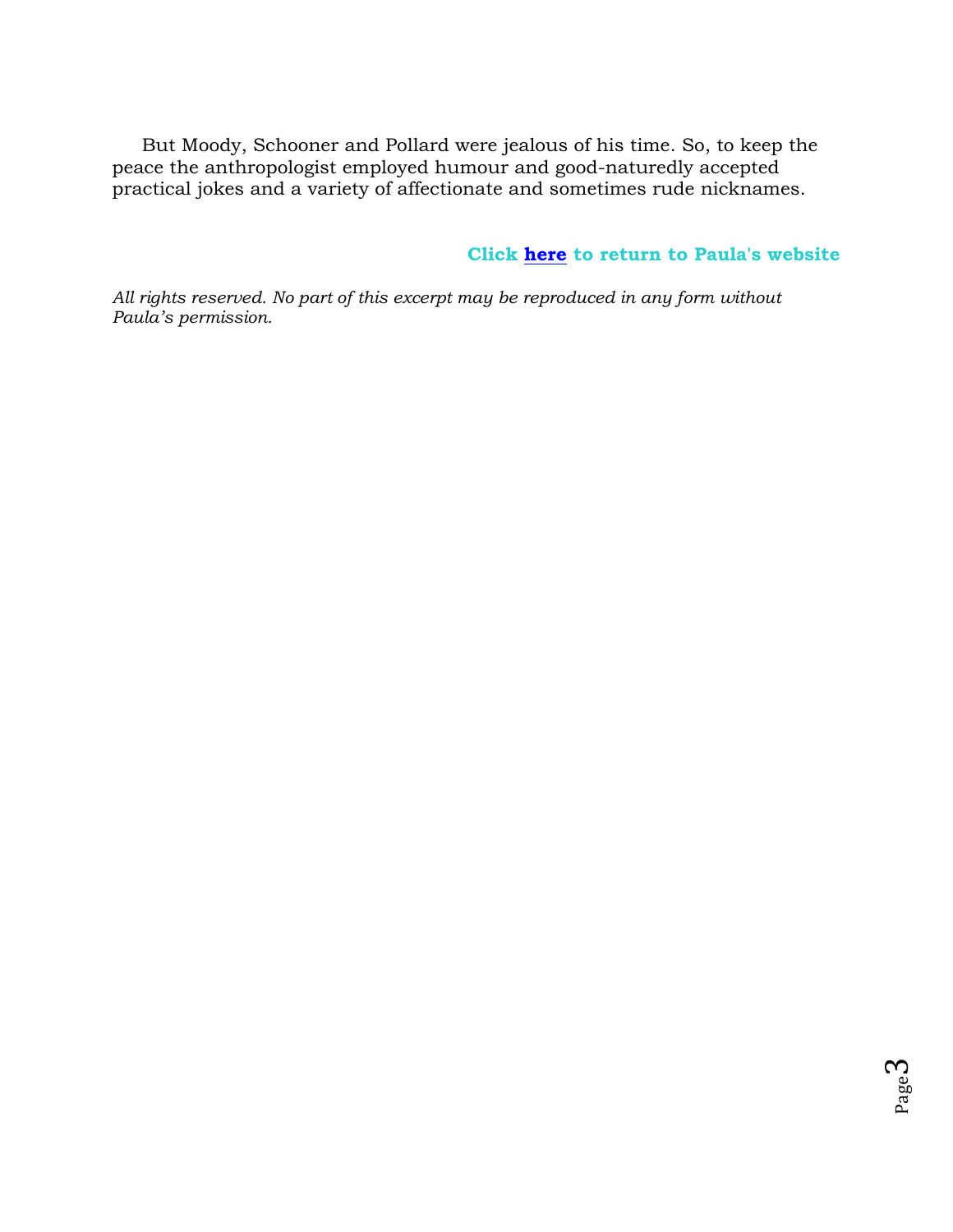But Moody, Schooner and Pollard were jealous of his time. So, to keep the peace the anthropologist employed humour and good-naturedly accepted practical jokes and a variety of affectionate and sometimes rude nicknames.

**Click here to return to Paula's website**

*All rights reserved. No part of this excerpt may be reproduced in any form without Paula's permission.*